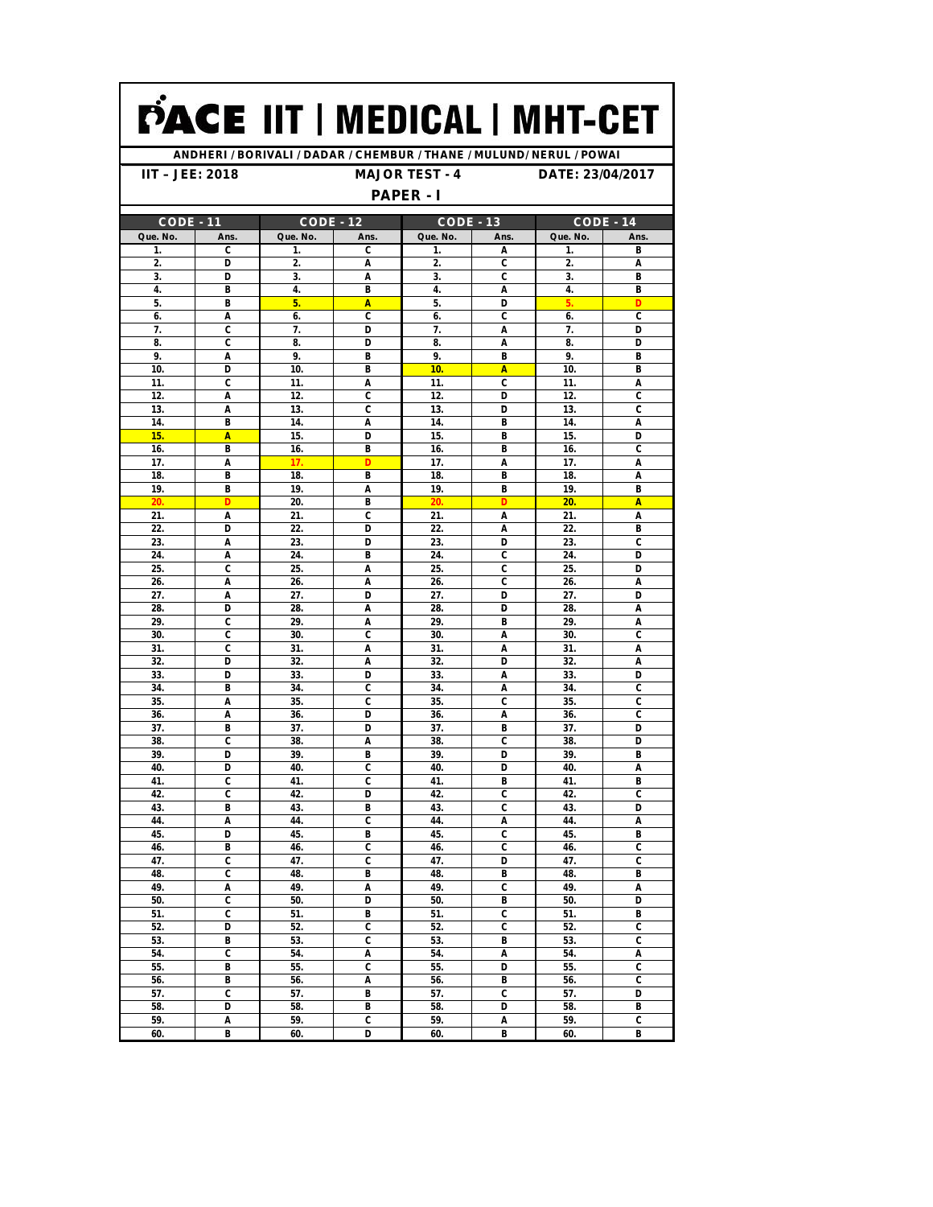# PACE IIT | MEDICAL | MHT-CET

**ANDHERI / BORIVALI / DADAR / CHEMBUR / THANE / MULUND/ NERUL / POWAI**

**IIT – JEE: 2018** | **MAJOR TEST - 4** | **DATE: 23/04/2017**

## PAPER - I

| CODE - 11 | | CODE - 12 | | CODE - 13 | | CODE - 14 | |
|---|---|---|---|---|---|---|---|
| Que. No. | Ans. | Que. No. | Ans. | Que. No. | Ans. | Que. No. | Ans. |
| 1. | C | 1. | C | 1. | A | 1. | B |
| 2. | D | 2. | A | 2. | C | 2. | A |
| 3. | D | 3. | A | 3. | C | 3. | B |
| 4. | B | 4. | B | 4. | A | 4. | B |
| 5. | B | 5. | A | 5. | D | 5. | D |
| 6. | A | 6. | C | 6. | C | 6. | C |
| 7. | C | 7. | D | 7. | A | 7. | D |
| 8. | C | 8. | D | 8. | A | 8. | D |
| 9. | A | 9. | B | 9. | B | 9. | B |
| 10. | D | 10. | B | 10. | A | 10. | B |
| 11. | C | 11. | A | 11. | C | 11. | A |
| 12. | A | 12. | C | 12. | D | 12. | C |
| 13. | A | 13. | C | 13. | D | 13. | C |
| 14. | B | 14. | A | 14. | B | 14. | A |
| 15. | A | 15. | D | 15. | B | 15. | D |
| 16. | B | 16. | B | 16. | B | 16. | C |
| 17. | A | 17. | D | 17. | A | 17. | A |
| 18. | B | 18. | B | 18. | B | 18. | A |
| 19. | B | 19. | A | 19. | B | 19. | B |
| 20. | D | 20. | B | 20. | D | 20. | A |
| 21. | A | 21. | C | 21. | A | 21. | A |
| 22. | D | 22. | D | 22. | A | 22. | B |
| 23. | A | 23. | D | 23. | D | 23. | C |
| 24. | A | 24. | B | 24. | C | 24. | D |
| 25. | C | 25. | A | 25. | C | 25. | D |
| 26. | A | 26. | A | 26. | C | 26. | A |
| 27. | A | 27. | D | 27. | D | 27. | D |
| 28. | D | 28. | A | 28. | D | 28. | A |
| 29. | C | 29. | A | 29. | B | 29. | A |
| 30. | C | 30. | C | 30. | A | 30. | C |
| 31. | C | 31. | A | 31. | A | 31. | A |
| 32. | D | 32. | A | 32. | D | 32. | A |
| 33. | D | 33. | D | 33. | A | 33. | D |
| 34. | B | 34. | C | 34. | A | 34. | C |
| 35. | A | 35. | C | 35. | C | 35. | C |
| 36. | A | 36. | D | 36. | A | 36. | C |
| 37. | B | 37. | D | 37. | B | 37. | D |
| 38. | C | 38. | A | 38. | C | 38. | D |
| 39. | D | 39. | B | 39. | D | 39. | B |
| 40. | D | 40. | C | 40. | D | 40. | A |
| 41. | C | 41. | C | 41. | B | 41. | B |
| 42. | C | 42. | D | 42. | C | 42. | C |
| 43. | B | 43. | B | 43. | C | 43. | D |
| 44. | A | 44. | C | 44. | A | 44. | A |
| 45. | D | 45. | B | 45. | C | 45. | B |
| 46. | B | 46. | C | 46. | C | 46. | C |
| 47. | C | 47. | C | 47. | D | 47. | C |
| 48. | C | 48. | B | 48. | B | 48. | B |
| 49. | A | 49. | A | 49. | C | 49. | A |
| 50. | C | 50. | D | 50. | B | 50. | D |
| 51. | C | 51. | B | 51. | C | 51. | B |
| 52. | D | 52. | C | 52. | C | 52. | C |
| 53. | B | 53. | C | 53. | B | 53. | C |
| 54. | C | 54. | A | 54. | A | 54. | A |
| 55. | B | 55. | C | 55. | D | 55. | C |
| 56. | B | 56. | A | 56. | B | 56. | C |
| 57. | C | 57. | B | 57. | C | 57. | D |
| 58. | D | 58. | B | 58. | D | 58. | B |
| 59. | A | 59. | C | 59. | A | 59. | C |
| 60. | B | 60. | D | 60. | B | 60. | B |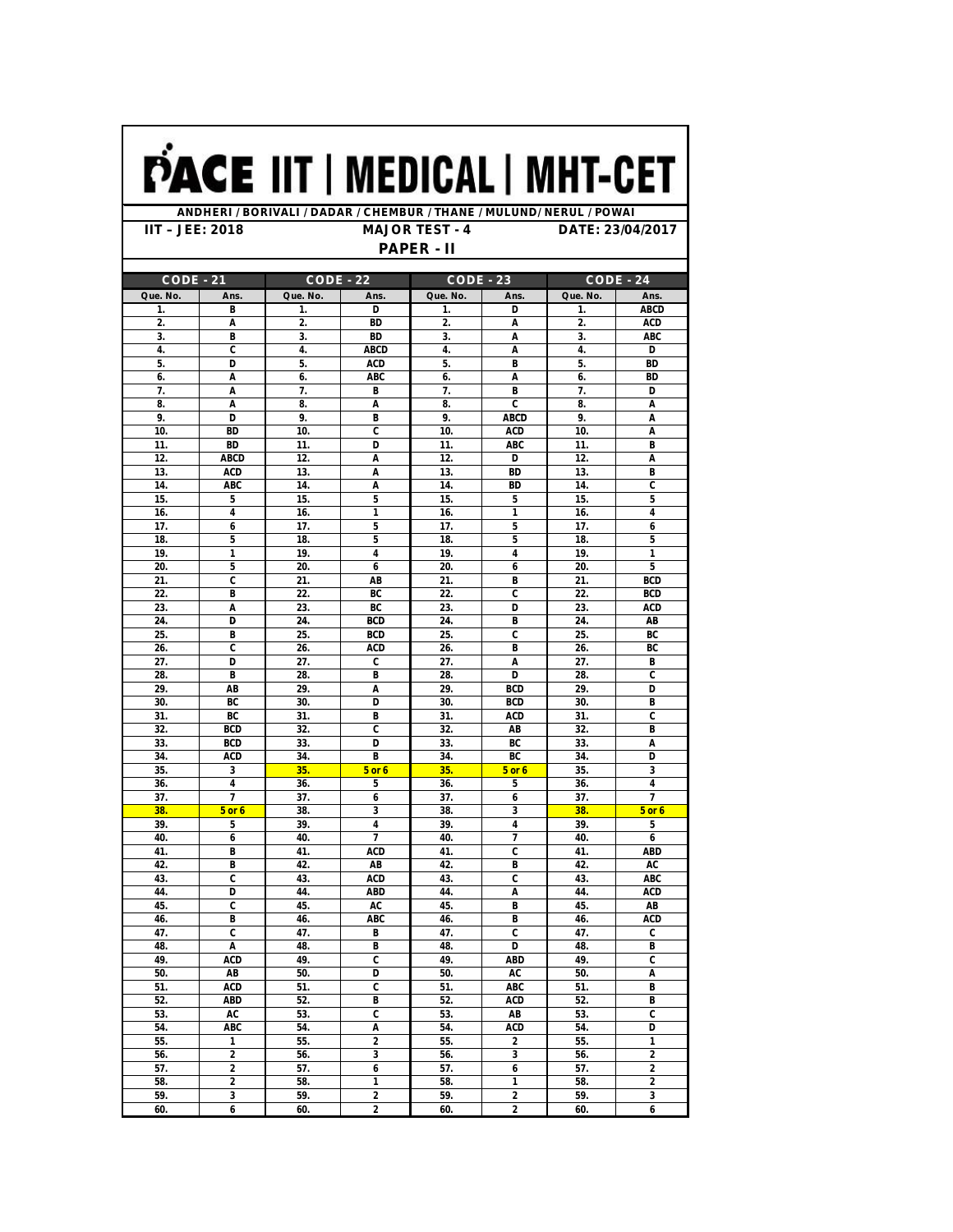# PACE IIT | MEDICAL | MHT-CET

ANDHERI / BORIVALI / DADAR / CHEMBUR / THANE / MULUND/ NERUL / POWAI

**IIT – JEE: 2018** **MAJOR TEST - 4** **DATE: 23/04/2017**

**PAPER - II**

| CODE - 21 | | CODE - 22 | | CODE - 23 | | CODE - 24 | |
|---|---|---|---|---|---|---|---|
| Que. No. | Ans. | Que. No. | Ans. | Que. No. | Ans. | Que. No. | Ans. |
| 1. | B | 1. | D | 1. | D | 1. | ABCD |
| 2. | A | 2. | BD | 2. | A | 2. | ACD |
| 3. | B | 3. | BD | 3. | A | 3. | ABC |
| 4. | C | 4. | ABCD | 4. | A | 4. | D |
| 5. | D | 5. | ACD | 5. | B | 5. | BD |
| 6. | A | 6. | ABC | 6. | A | 6. | BD |
| 7. | A | 7. | B | 7. | B | 7. | D |
| 8. | A | 8. | A | 8. | C | 8. | A |
| 9. | D | 9. | B | 9. | ABCD | 9. | A |
| 10. | BD | 10. | C | 10. | ACD | 10. | A |
| 11. | BD | 11. | D | 11. | ABC | 11. | B |
| 12. | ABCD | 12. | A | 12. | D | 12. | A |
| 13. | ACD | 13. | A | 13. | BD | 13. | B |
| 14. | ABC | 14. | A | 14. | BD | 14. | C |
| 15. | 5 | 15. | 5 | 15. | 5 | 15. | 5 |
| 16. | 4 | 16. | 1 | 16. | 1 | 16. | 4 |
| 17. | 6 | 17. | 5 | 17. | 5 | 17. | 6 |
| 18. | 5 | 18. | 5 | 18. | 5 | 18. | 5 |
| 19. | 1 | 19. | 4 | 19. | 4 | 19. | 1 |
| 20. | 5 | 20. | 6 | 20. | 6 | 20. | 5 |
| 21. | C | 21. | AB | 21. | B | 21. | BCD |
| 22. | B | 22. | BC | 22. | C | 22. | BCD |
| 23. | A | 23. | BC | 23. | D | 23. | ACD |
| 24. | D | 24. | BCD | 24. | B | 24. | AB |
| 25. | B | 25. | BCD | 25. | C | 25. | BC |
| 26. | C | 26. | ACD | 26. | B | 26. | BC |
| 27. | D | 27. | C | 27. | A | 27. | B |
| 28. | B | 28. | B | 28. | D | 28. | C |
| 29. | AB | 29. | A | 29. | BCD | 29. | D |
| 30. | BC | 30. | D | 30. | BCD | 30. | B |
| 31. | BC | 31. | B | 31. | ACD | 31. | C |
| 32. | BCD | 32. | C | 32. | AB | 32. | B |
| 33. | BCD | 33. | D | 33. | BC | 33. | A |
| 34. | ACD | 34. | B | 34. | BC | 34. | D |
| 35. | 3 | 35. | 5 or 6 | 35. | 5 or 6 | 35. | 3 |
| 36. | 4 | 36. | 5 | 36. | 5 | 36. | 4 |
| 37. | 7 | 37. | 6 | 37. | 6 | 37. | 7 |
| 38. | 5 or 6 | 38. | 3 | 38. | 3 | 38. | 5 or 6 |
| 39. | 5 | 39. | 4 | 39. | 4 | 39. | 5 |
| 40. | 6 | 40. | 7 | 40. | 7 | 40. | 6 |
| 41. | B | 41. | ACD | 41. | C | 41. | ABD |
| 42. | B | 42. | AB | 42. | B | 42. | AC |
| 43. | C | 43. | ACD | 43. | C | 43. | ABC |
| 44. | D | 44. | ABD | 44. | A | 44. | ACD |
| 45. | C | 45. | AC | 45. | B | 45. | AB |
| 46. | B | 46. | ABC | 46. | B | 46. | ACD |
| 47. | C | 47. | B | 47. | C | 47. | C |
| 48. | A | 48. | B | 48. | D | 48. | B |
| 49. | ACD | 49. | C | 49. | ABD | 49. | C |
| 50. | AB | 50. | D | 50. | AC | 50. | A |
| 51. | ACD | 51. | C | 51. | ABC | 51. | B |
| 52. | ABD | 52. | B | 52. | ACD | 52. | B |
| 53. | AC | 53. | C | 53. | AB | 53. | C |
| 54. | ABC | 54. | A | 54. | ACD | 54. | D |
| 55. | 1 | 55. | 2 | 55. | 2 | 55. | 1 |
| 56. | 2 | 56. | 3 | 56. | 3 | 56. | 2 |
| 57. | 2 | 57. | 6 | 57. | 6 | 57. | 2 |
| 58. | 2 | 58. | 1 | 58. | 1 | 58. | 2 |
| 59. | 3 | 59. | 2 | 59. | 2 | 59. | 3 |
| 60. | 6 | 60. | 2 | 60. | 2 | 60. | 6 |